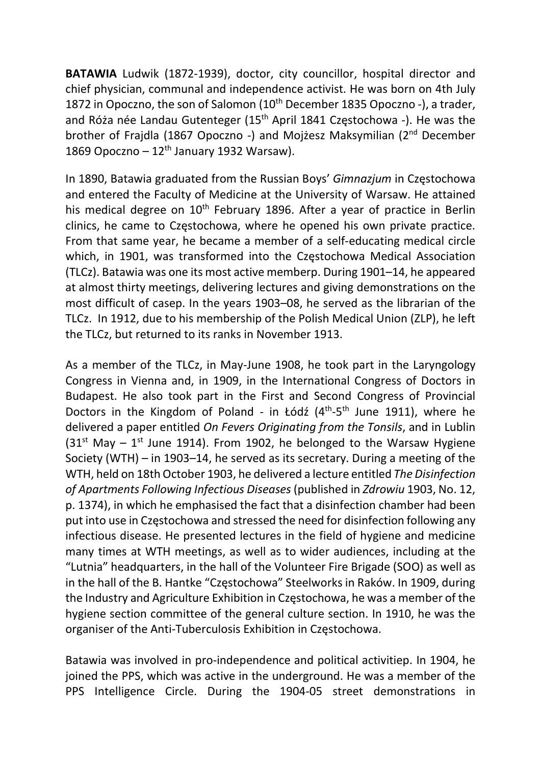**BATAWIA** Ludwik (1872-1939), doctor, city councillor, hospital director and chief physician, communal and independence activist. He was born on 4th July 1872 in Opoczno, the son of Salomon (10th December 1835 Opoczno -), a trader, and Róża née Landau Gutenteger (15th April 1841 Częstochowa -). He was the brother of Frajdla (1867 Opoczno -) and Mojżesz Maksymilian (2nd December 1869 Opoczno – 12th January 1932 Warsaw).

In 1890, Batawia graduated from the Russian Boys' *Gimnazjum* in Częstochowa and entered the Faculty of Medicine at the University of Warsaw. He attained his medical degree on 10th February 1896. After a year of practice in Berlin clinics, he came to Częstochowa, where he opened his own private practice. From that same year, he became a member of a self-educating medical circle which, in 1901, was transformed into the Częstochowa Medical Association (TLCz). Batawia was one its most active memberp. During 1901–14, he appeared at almost thirty meetings, delivering lectures and giving demonstrations on the most difficult of casep. In the years 1903–08, he served as the librarian of the TLCz. In 1912, due to his membership of the Polish Medical Union (ZLP), he left the TLCz, but returned to its ranks in November 1913.

As a member of the TLCz, in May-June 1908, he took part in the Laryngology Congress in Vienna and, in 1909, in the International Congress of Doctors in Budapest. He also took part in the First and Second Congress of Provincial Doctors in the Kingdom of Poland - in Łódź (4th-5th June 1911), where he delivered a paper entitled *On Fevers Originating from the Tonsils*, and in Lublin (31st May – 1st June 1914). From 1902, he belonged to the Warsaw Hygiene Society (WTH) – in 1903–14, he served as its secretary. During a meeting of the WTH, held on 18th October 1903, he delivered a lecture entitled *The Disinfection of Apartments Following Infectious Diseases* (published in *Zdrowiu* 1903, No. 12, p. 1374), in which he emphasised the fact that a disinfection chamber had been put into use in Częstochowa and stressed the need for disinfection following any infectious disease. He presented lectures in the field of hygiene and medicine many times at WTH meetings, as well as to wider audiences, including at the "Lutnia" headquarters, in the hall of the Volunteer Fire Brigade (SOO) as well as in the hall of the B. Hantke "Częstochowa" Steelworks in Raków. In 1909, during the Industry and Agriculture Exhibition in Częstochowa, he was a member of the hygiene section committee of the general culture section. In 1910, he was the organiser of the Anti-Tuberculosis Exhibition in Częstochowa.

Batawia was involved in pro-independence and political activitiep. In 1904, he joined the PPS, which was active in the underground. He was a member of the PPS Intelligence Circle. During the 1904-05 street demonstrations in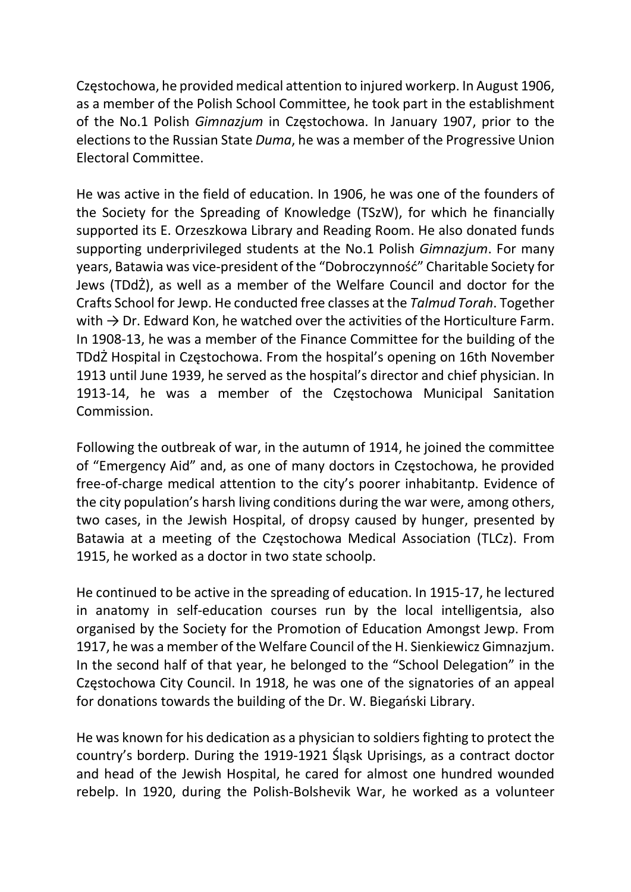Częstochowa, he provided medical attention to injured workerp. In August 1906, as a member of the Polish School Committee, he took part in the establishment of the No.1 Polish *Gimnazjum* in Częstochowa. In January 1907, prior to the elections to the Russian State *Duma*, he was a member of the Progressive Union Electoral Committee.

He was active in the field of education. In 1906, he was one of the founders of the Society for the Spreading of Knowledge (TSzW), for which he financially supported its E. Orzeszkowa Library and Reading Room. He also donated funds supporting underprivileged students at the No.1 Polish *Gimnazjum*. For many years, Batawia was vice-president of the "Dobroczynność" Charitable Society for Jews (TDdŻ), as well as a member of the Welfare Council and doctor for the Crafts School for Jewp. He conducted free classes at the *Talmud Torah*. Together with → Dr. Edward Kon, he watched over the activities of the Horticulture Farm. In 1908-13, he was a member of the Finance Committee for the building of the TDdŻ Hospital in Częstochowa. From the hospital's opening on 16th November 1913 until June 1939, he served as the hospital's director and chief physician. In 1913-14, he was a member of the Częstochowa Municipal Sanitation Commission.

Following the outbreak of war, in the autumn of 1914, he joined the committee of "Emergency Aid" and, as one of many doctors in Częstochowa, he provided free-of-charge medical attention to the city's poorer inhabitantp. Evidence of the city population's harsh living conditions during the war were, among others, two cases, in the Jewish Hospital, of dropsy caused by hunger, presented by Batawia at a meeting of the Częstochowa Medical Association (TLCz). From 1915, he worked as a doctor in two state schoolp.

He continued to be active in the spreading of education. In 1915-17, he lectured in anatomy in self-education courses run by the local intelligentsia, also organised by the Society for the Promotion of Education Amongst Jewp. From 1917, he was a member of the Welfare Council of the H. Sienkiewicz Gimnazjum. In the second half of that year, he belonged to the "School Delegation" in the Częstochowa City Council. In 1918, he was one of the signatories of an appeal for donations towards the building of the Dr. W. Biegański Library.

He was known for his dedication as a physician to soldiers fighting to protect the country's borderp. During the 1919-1921 Śląsk Uprisings, as a contract doctor and head of the Jewish Hospital, he cared for almost one hundred wounded rebelp. In 1920, during the Polish-Bolshevik War, he worked as a volunteer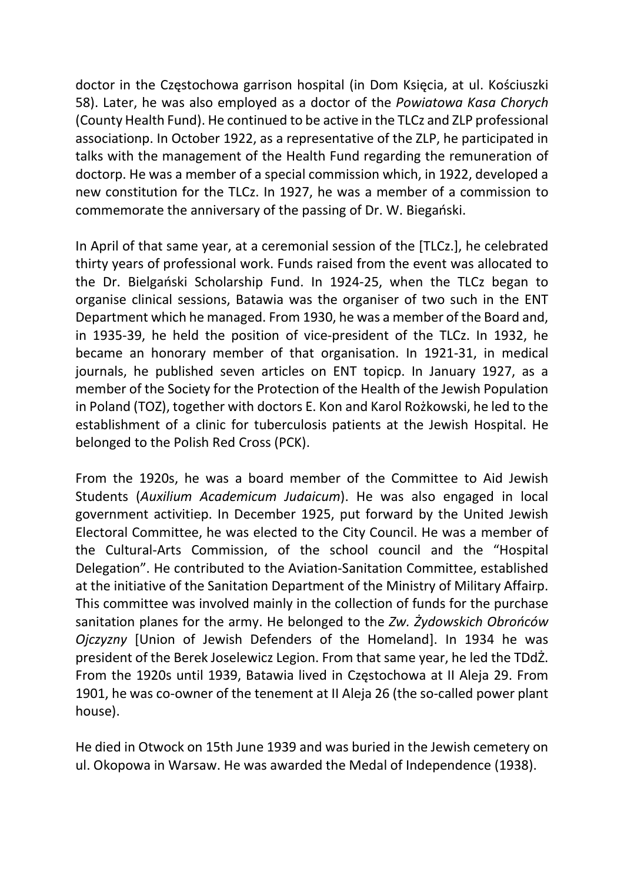doctor in the Częstochowa garrison hospital (in Dom Księcia, at ul. Kościuszki 58). Later, he was also employed as a doctor of the *Powiatowa Kasa Chorych* (County Health Fund). He continued to be active in the TLCz and ZLP professional associationp. In October 1922, as a representative of the ZLP, he participated in talks with the management of the Health Fund regarding the remuneration of doctorp. He was a member of a special commission which, in 1922, developed a new constitution for the TLCz. In 1927, he was a member of a commission to commemorate the anniversary of the passing of Dr. W. Biegański.

In April of that same year, at a ceremonial session of the [TLCz.], he celebrated thirty years of professional work. Funds raised from the event was allocated to the Dr. Bielgański Scholarship Fund. In 1924-25, when the TLCz began to organise clinical sessions, Batawia was the organiser of two such in the ENT Department which he managed. From 1930, he was a member of the Board and, in 1935-39, he held the position of vice-president of the TLCz. In 1932, he became an honorary member of that organisation. In 1921-31, in medical journals, he published seven articles on ENT topicp. In January 1927, as a member of the Society for the Protection of the Health of the Jewish Population in Poland (TOZ), together with doctors E. Kon and Karol Rożkowski, he led to the establishment of a clinic for tuberculosis patients at the Jewish Hospital. He belonged to the Polish Red Cross (PCK).

From the 1920s, he was a board member of the Committee to Aid Jewish Students (*Auxilium Academicum Judaicum*). He was also engaged in local government activitiep. In December 1925, put forward by the United Jewish Electoral Committee, he was elected to the City Council. He was a member of the Cultural-Arts Commission, of the school council and the "Hospital Delegation". He contributed to the Aviation-Sanitation Committee, established at the initiative of the Sanitation Department of the Ministry of Military Affairp. This committee was involved mainly in the collection of funds for the purchase sanitation planes for the army. He belonged to the *Zw. Żydowskich Obrońców Ojczyzny* [Union of Jewish Defenders of the Homeland]. In 1934 he was president of the Berek Joselewicz Legion. From that same year, he led the TDdŻ. From the 1920s until 1939, Batawia lived in Częstochowa at II Aleja 29. From 1901, he was co-owner of the tenement at II Aleja 26 (the so-called power plant house).

He died in Otwock on 15th June 1939 and was buried in the Jewish cemetery on ul. Okopowa in Warsaw. He was awarded the Medal of Independence (1938).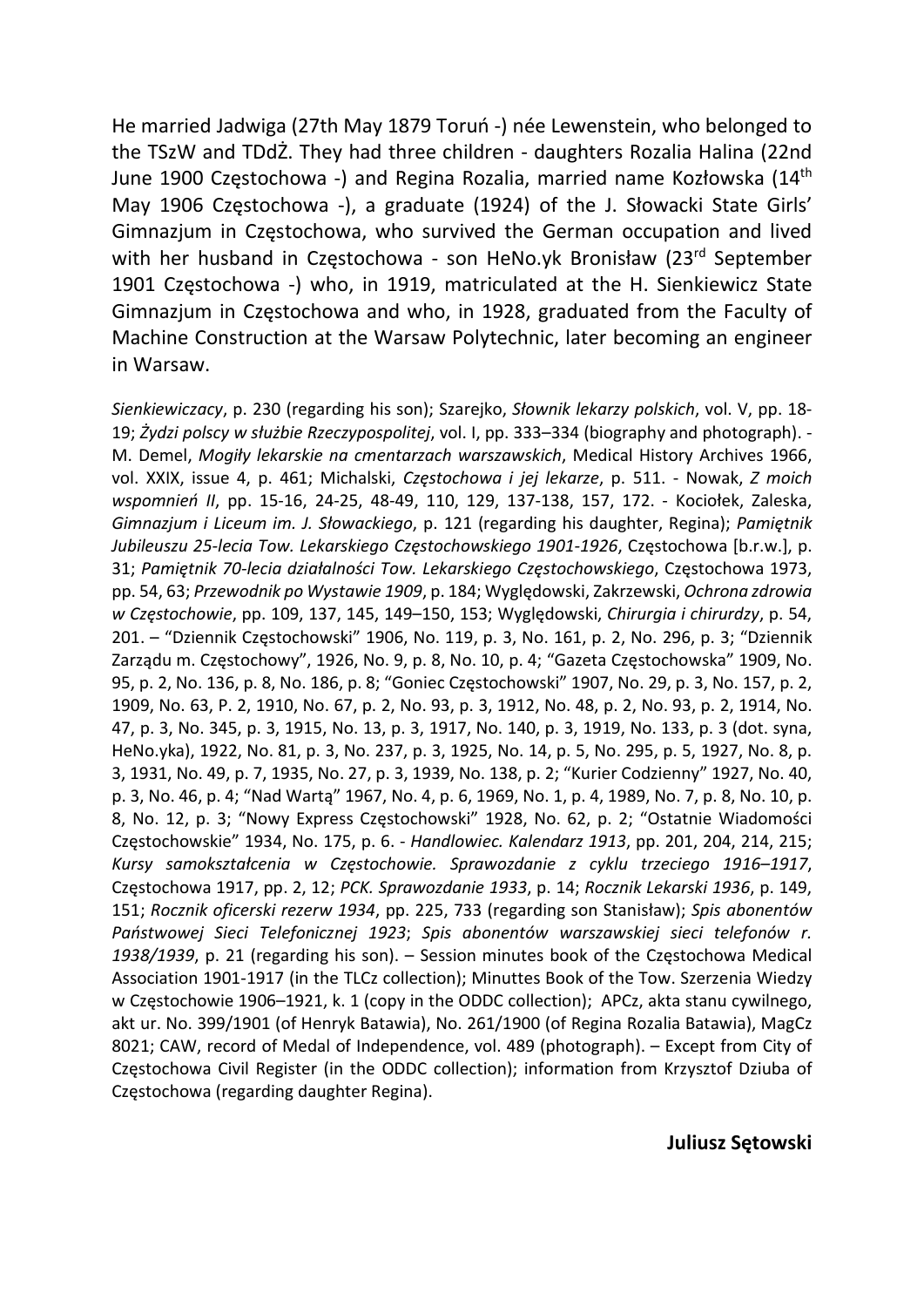He married Jadwiga (27th May 1879 Toruń -) née Lewenstein, who belonged to the TSzW and TDdŻ. They had three children - daughters Rozalia Halina (22nd June 1900 Częstochowa -) and Regina Rozalia, married name Kozłowska (14th May 1906 Częstochowa -), a graduate (1924) of the J. Słowacki State Girls' Gimnazjum in Częstochowa, who survived the German occupation and lived with her husband in Częstochowa - son HeNo.yk Bronisław (23rd September 1901 Częstochowa -) who, in 1919, matriculated at the H. Sienkiewicz State Gimnazjum in Częstochowa and who, in 1928, graduated from the Faculty of Machine Construction at the Warsaw Polytechnic, later becoming an engineer in Warsaw.

*Sienkiewiczacy*, p. 230 (regarding his son); Szarejko, *Słownik lekarzy polskich*, vol. V, pp. 18-19; *Żydzi polscy w służbie Rzeczypospolitej*, vol. I, pp. 333–334 (biography and photograph). - M. Demel, *Mogiły lekarskie na cmentarzach warszawskich*, Medical History Archives 1966, vol. XXIX, issue 4, p. 461; Michalski, *Częstochowa i jej lekarze*, p. 511. - Nowak, *Z moich wspomnień II*, pp. 15-16, 24-25, 48-49, 110, 129, 137-138, 157, 172. - Kociołek, Zaleska, *Gimnazjum i Liceum im. J. Słowackiego*, p. 121 (regarding his daughter, Regina); *Pamiętnik Jubileuszu 25-lecia Tow. Lekarskiego Częstochowskiego 1901-1926*, Częstochowa [b.r.w.], p. 31; *Pamiętnik 70-lecia działalności Tow. Lekarskiego Częstochowskiego*, Częstochowa 1973, pp. 54, 63; *Przewodnik po Wystawie 1909*, p. 184; Wyględowski, Zakrzewski, *Ochrona zdrowia w Częstochowie*, pp. 109, 137, 145, 149–150, 153; Wyględowski, *Chirurgia i chirurdzy*, p. 54, 201. – "Dziennik Częstochowski" 1906, No. 119, p. 3, No. 161, p. 2, No. 296, p. 3; "Dziennik Zarządu m. Częstochowy", 1926, No. 9, p. 8, No. 10, p. 4; "Gazeta Częstochowska" 1909, No. 95, p. 2, No. 136, p. 8, No. 186, p. 8; "Goniec Częstochowski" 1907, No. 29, p. 3, No. 157, p. 2, 1909, No. 63, P. 2, 1910, No. 67, p. 2, No. 93, p. 3, 1912, No. 48, p. 2, No. 93, p. 2, 1914, No. 47, p. 3, No. 345, p. 3, 1915, No. 13, p. 3, 1917, No. 140, p. 3, 1919, No. 133, p. 3 (dot. syna, HeNo.yka), 1922, No. 81, p. 3, No. 237, p. 3, 1925, No. 14, p. 5, No. 295, p. 5, 1927, No. 8, p. 3, 1931, No. 49, p. 7, 1935, No. 27, p. 3, 1939, No. 138, p. 2; "Kurier Codzienny" 1927, No. 40, p. 3, No. 46, p. 4; "Nad Wartą" 1967, No. 4, p. 6, 1969, No. 1, p. 4, 1989, No. 7, p. 8, No. 10, p. 8, No. 12, p. 3; "Nowy Express Częstochowski" 1928, No. 62, p. 2; "Ostatnie Wiadomości Częstochowskie" 1934, No. 175, p. 6. - *Handlowiec. Kalendarz 1913*, pp. 201, 204, 214, 215; *Kursy samokształcenia w Częstochowie. Sprawozdanie z cyklu trzeciego 1916–1917*, Częstochowa 1917, pp. 2, 12; *PCK. Sprawozdanie 1933*, p. 14; *Rocznik Lekarski 1936*, p. 149, 151; *Rocznik oficerski rezerw 1934*, pp. 225, 733 (regarding son Stanisław); *Spis abonentów Państwowej Sieci Telefonicznej 1923*; *Spis abonentów warszawskiej sieci telefonów r. 1938/1939*, p. 21 (regarding his son). – Session minutes book of the Częstochowa Medical Association 1901-1917 (in the TLCz collection); Minuttes Book of the Tow. Szerzenia Wiedzy w Częstochowie 1906–1921, k. 1 (copy in the ODDC collection); APCz, akta stanu cywilnego, akt ur. No. 399/1901 (of Henryk Batawia), No. 261/1900 (of Regina Rozalia Batawia), MagCz 8021; CAW, record of Medal of Independence, vol. 489 (photograph). – Except from City of Częstochowa Civil Register (in the ODDC collection); information from Krzysztof Dziuba of Częstochowa (regarding daughter Regina).

**Juliusz Sętowski**